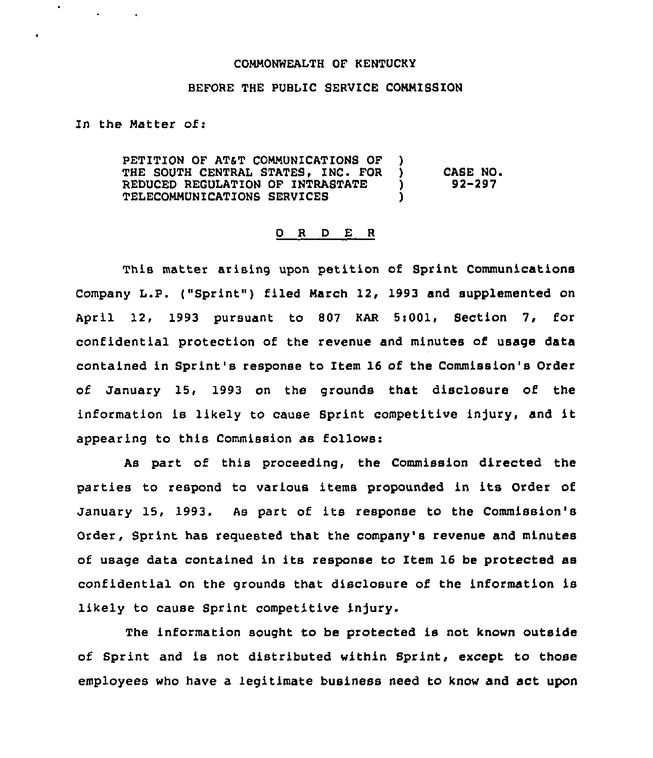COMMONWEALTH OF KENTUCKY

BEFORE THE PUBLIC SERVICE COMMISSION

In the Matter of:

| | | |
|---|---|---|
| PETITION OF AT&T COMMUNICATIONS OF THE SOUTH CENTRAL STATES, INC. FOR REDUCED REGULATION OF INTRASTATE TELECOMMUNICATIONS SERVICES | ) ) ) ) | CASE NO. 92-297 |

O R D E R

This matter arising upon petition of Sprint Communications Company L.P. ("Sprint") filed March 12, 1993 and supplemented on April 12, 1993 pursuant to 807 KAR 5:001, Section 7, for confidential protection of the revenue and minutes of usage data contained in Sprint's response to Item 16 of the Commission's Order of January 15, 1993 on the grounds that disclosure of the information is likely to cause Sprint competitive injury, and it appearing to this Commission as follows:

As part of this proceeding, the Commission directed the parties to respond to various items propounded in its Order of January 15, 1993. As part of its response to the Commission's Order, Sprint has requested that the company's revenue and minutes of usage data contained in its response to Item 16 be protected as confidential on the grounds that disclosure of the information is likely to cause Sprint competitive injury.

The information sought to be protected is not known outside of Sprint and is not distributed within Sprint, except to those employees who have a legitimate business need to know and act upon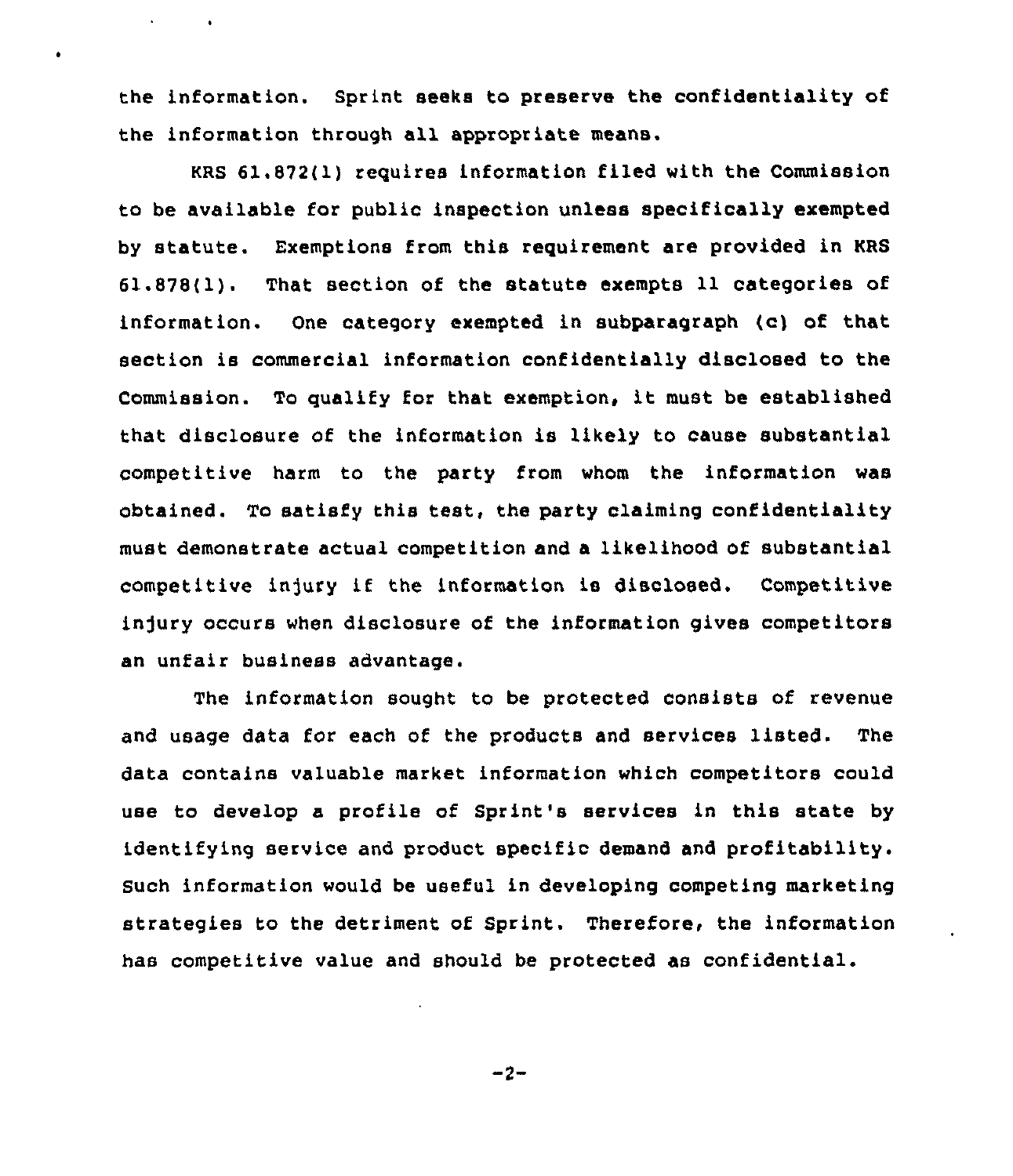the information. Sprint seeks to preserve the confidentiality of the information through all appropriate means.

KRS 61.872(1) requires information filed with the Commission to be available for public inspection unless specifically exempted by statute. Exemptions from this requirement are provided in KRS 61.878(1). That section of the statute exempts 11 categories of information. One category exempted in subparagraph (c) of that section is commercial information confidentially disclosed to the Commission. To qualify for that exemption, it must be established that disclosure of the information is likely to cause substantial competitive harm to the party from whom the information was obtained. To satisfy this test, the party claiming confidentiality must demonstrate actual competition and a likelihood of substantial competitive injury if the information is disclosed. Competitive injury occurs when disclosure of the information gives competitors an unfair business advantage.

The information sought to be protected consists of revenue and usage data for each of the products and services listed. The data contains valuable market information which competitors could use to develop a profile of Sprint's services in this state by identifying service and product specific demand and profitability. Such information would be useful in developing competing marketing strategies to the detriment of Sprint. Therefore, the information has competitive value and should be protected as confidential.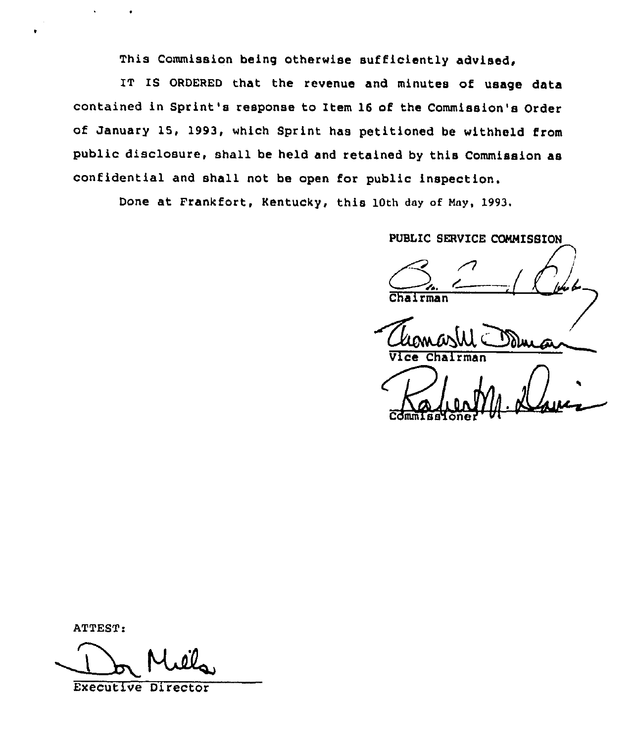This Commission being otherwise sufficiently advised,

IT IS ORDERED that the revenue and minutes of usage data contained in Sprint's response to Item 16 of the Commission's Order of January 15, 1993, which Sprint has petitioned be withheld from public disclosure, shall be held and retained by this Commission as confidential and shall not be open for public inspection.

Done at Frankfort, Kentucky, this 10th day of May, 1993.

PUBLIC SERVICE COMMISSION

Chairman

Vice Chairman

Commissioner

ATTEST:

Executive Director